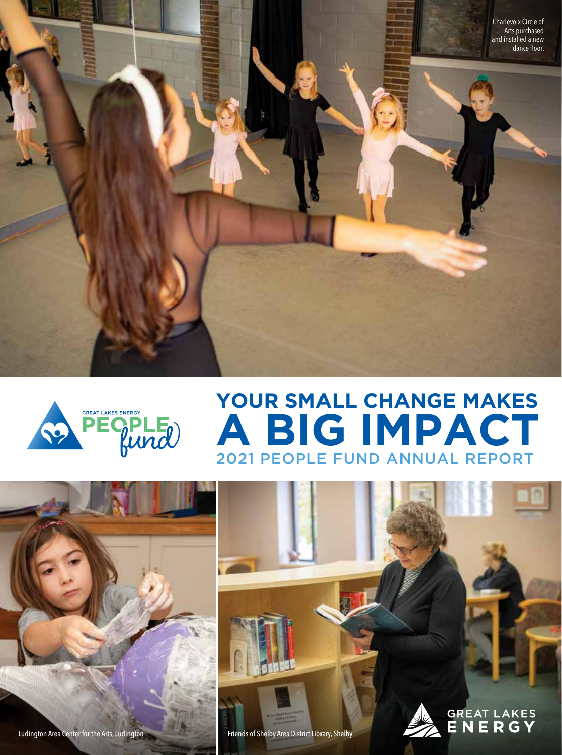Charlevoix Circle of Arts purchased and installed a new dance floor.

GREAT LAKES ENERGY PEOPLE fund

# YOUR SMALL CHANGE MAKES A BIG IMPACT

## 2021 PEOPLE FUND ANNUAL REPORT

Ludington Area Center for the Arts, Ludington

Friends of Shelby Area District Library, Shelby

GREAT LAKES ENERGY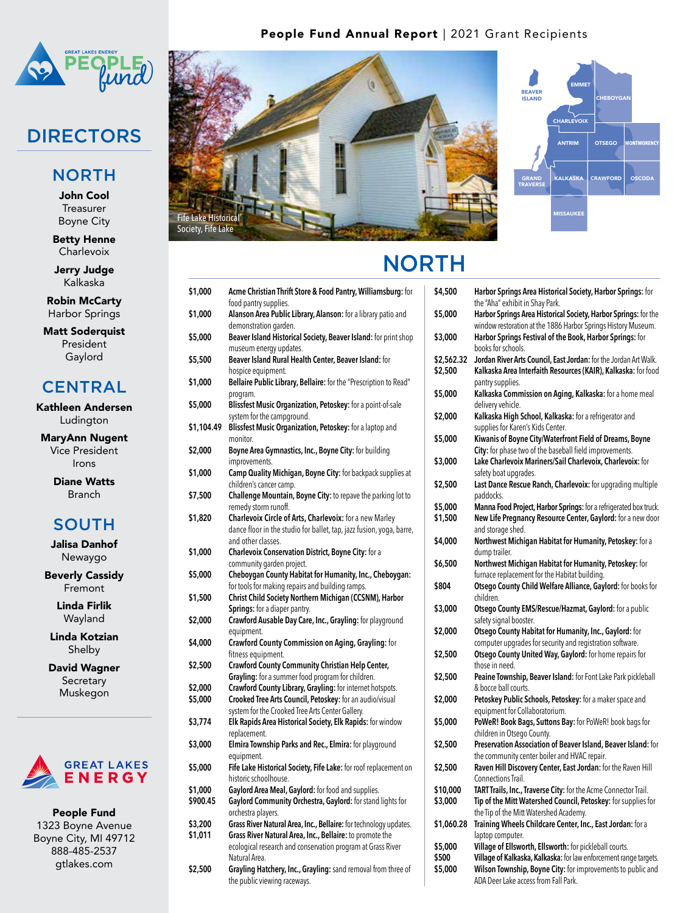# People Fund Annual Report | 2021 Grant Recipients

## DIRECTORS

### NORTH

**John Cool**
Treasurer
Boyne City

**Betty Henne**
Charlevoix

**Jerry Judge**
Kalkaska

**Robin McCarty**
Harbor Springs

**Matt Soderquist**
President
Gaylord

### CENTRAL

**Kathleen Andersen**
Ludington

**MaryAnn Nugent**
Vice President
Irons

**Diane Watts**
Branch

### SOUTH

**Jalisa Danhof**
Newaygo

**Beverly Cassidy**
Fremont

**Linda Firlik**
Wayland

**Linda Kotzian**
Shelby

**David Wagner**
Secretary
Muskegon

**People Fund**
1323 Boyne Avenue
Boyne City, MI 49712
888-485-2537
gtlakes.com

Fife Lake Historical Society, Fife Lake

## NORTH

| Amount | Recipient |
|---|---|
| $1,000 | **Acme Christian Thrift Store & Food Pantry, Williamsburg:** for food pantry supplies. |
| $1,000 | **Alanson Area Public Library, Alanson:** for a library patio and demonstration garden. |
| $5,000 | **Beaver Island Historical Society, Beaver Island:** for print shop museum energy updates. |
| $5,500 | **Beaver Island Rural Health Center, Beaver Island:** for hospice equipment. |
| $1,000 | **Bellaire Public Library, Bellaire:** for the "Prescription to Read" program. |
| $5,000 | **Blissfest Music Organization, Petoskey:** for a point-of-sale system for the campground. |
| $1,104.49 | **Blissfest Music Organization, Petoskey:** for a laptop and monitor. |
| $2,000 | **Boyne Area Gymnastics, Inc., Boyne City:** for building improvements. |
| $1,000 | **Camp Quality Michigan, Boyne City:** for backpack supplies at children's cancer camp. |
| $7,500 | **Challenge Mountain, Boyne City:** to repave the parking lot to remedy storm runoff. |
| $1,820 | **Charlevoix Circle of Arts, Charlevoix:** for a new Marley dance floor in the studio for ballet, tap, jazz fusion, yoga, barre, and other classes. |
| $1,000 | **Charlevoix Conservation District, Boyne City:** for a community garden project. |
| $5,000 | **Cheboygan County Habitat for Humanity, Inc., Cheboygan:** for tools for making repairs and building ramps. |
| $1,500 | **Christ Child Society Northern Michigan (CCSNM), Harbor Springs:** for a diaper pantry. |
| $2,000 | **Crawford Ausable Day Care, Inc., Grayling:** for playground equipment. |
| $4,000 | **Crawford County Commission on Aging, Grayling:** for fitness equipment. |
| $2,500 | **Crawford County Community Christian Help Center, Grayling:** for a summer food program for children. |
| $2,000 | **Crawford County Library, Grayling:** for internet hotspots. |
| $5,000 | **Crooked Tree Arts Council, Petoskey:** for an audio/visual system for the Crooked Tree Arts Center Gallery. |
| $3,774 | **Elk Rapids Area Historical Society, Elk Rapids:** for window replacement. |
| $3,000 | **Elmira Township Parks and Rec., Elmira:** for playground equipment. |
| $5,000 | **Fife Lake Historical Society, Fife Lake:** for roof replacement on historic schoolhouse. |
| $1,000 | **Gaylord Area Meal, Gaylord:** for food and supplies. |
| $900.45 | **Gaylord Community Orchestra, Gaylord:** for stand lights for orchestra players. |
| $3,200 | **Grass River Natural Area, Inc., Bellaire:** for technology updates. |
| $1,011 | **Grass River Natural Area, Inc., Bellaire:** to promote the ecological research and conservation program at Grass River Natural Area. |
| $2,500 | **Grayling Hatchery, Inc., Grayling:** sand removal from three of the public viewing raceways. |
| $4,500 | **Harbor Springs Area Historical Society, Harbor Springs:** for the "Aha" exhibit in Shay Park. |
| $5,000 | **Harbor Springs Area Historical Society, Harbor Springs:** for the window restoration at the 1886 Harbor Springs History Museum. |
| $3,000 | **Harbor Springs Festival of the Book, Harbor Springs:** for books for schools. |
| $2,562.32 | **Jordan River Arts Council, East Jordan:** for the Jordan Art Walk. |
| $2,500 | **Kalkaska Area Interfaith Resources (KAIR), Kalkaska:** for food pantry supplies. |
| $5,000 | **Kalkaska Commission on Aging, Kalkaska:** for a home meal delivery vehicle. |
| $2,000 | **Kalkaska High School, Kalkaska:** for a refrigerator and supplies for Karen's Kids Center. |
| $5,000 | **Kiwanis of Boyne City/Waterfront Field of Dreams, Boyne City:** for phase two of the baseball field improvements. |
| $3,000 | **Lake Charlevoix Mariners/Sail Charlevoix, Charlevoix:** for safety boat upgrades. |
| $2,500 | **Last Dance Rescue Ranch, Charlevoix:** for upgrading multiple paddocks. |
| $5,000 | **Manna Food Project, Harbor Springs:** for a refrigerated box truck. |
| $1,500 | **New Life Pregnancy Resource Center, Gaylord:** for a new door and storage shed. |
| $4,000 | **Northwest Michigan Habitat for Humanity, Petoskey:** for a dump trailer. |
| $6,500 | **Northwest Michigan Habitat for Humanity, Petoskey:** for furnace replacement for the Habitat building. |
| $804 | **Otsego County Child Welfare Alliance, Gaylord:** for books for children. |
| $3,000 | **Otsego County EMS/Rescue/Hazmat, Gaylord:** for a public safety signal booster. |
| $2,000 | **Otsego County Habitat for Humanity, Inc., Gaylord:** for computer upgrades for security and registration software. |
| $2,500 | **Otsego County United Way, Gaylord:** for home repairs for those in need. |
| $2,500 | **Peaine Township, Beaver Island:** for Font Lake Park pickleball & bocce ball courts. |
| $2,000 | **Petoskey Public Schools, Petoskey:** for a maker space and equipment for Collaboratorium. |
| $5,000 | **PoWeR! Book Bags, Suttons Bay:** for PoWeR! book bags for children in Otsego County. |
| $2,500 | **Preservation Association of Beaver Island, Beaver Island:** for the community center boiler and HVAC repair. |
| $2,500 | **Raven Hill Discovery Center, East Jordan:** for the Raven Hill Connections Trail. |
| $10,000 | **TART Trails, Inc., Traverse City:** for the Acme Connector Trail. |
| $3,000 | **Tip of the Mitt Watershed Council, Petoskey:** for supplies for the Tip of the Mitt Watershed Academy. |
| $1,060.28 | **Training Wheels Childcare Center, Inc., East Jordan:** for a laptop computer. |
| $5,000 | **Village of Ellsworth, Ellsworth:** for pickleball courts. |
| $500 | **Village of Kalkaska, Kalkaska:** for law enforcement range targets. |
| $5,000 | **Wilson Township, Boyne City:** for improvements to public and ADA Deer Lake access from Fall Park. |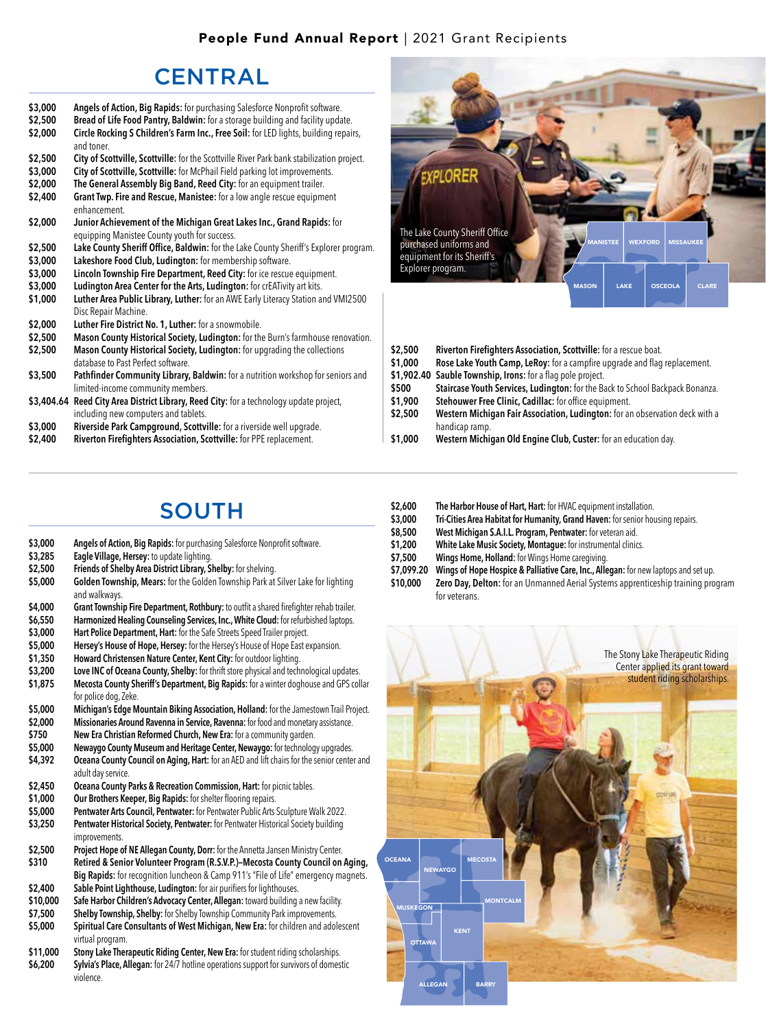People Fund Annual Report | 2021 Grant Recipients

## CENTRAL

- **$3,000** — **Angels of Action, Big Rapids:** for purchasing Salesforce Nonprofit software.
- **$2,500** — **Bread of Life Food Pantry, Baldwin:** for a storage building and facility update.
- **$2,000** — **Circle Rocking S Children's Farm Inc., Free Soil:** for LED lights, building repairs, and toner.
- **$2,500** — **City of Scottville, Scottville:** for the Scottville River Park bank stabilization project.
- **$3,000** — **City of Scottville, Scottville:** for McPhail Field parking lot improvements.
- **$2,000** — **The General Assembly Big Band, Reed City:** for an equipment trailer.
- **$2,400** — **Grant Twp. Fire and Rescue, Manistee:** for a low angle rescue equipment enhancement.
- **$2,000** — **Junior Achievement of the Michigan Great Lakes Inc., Grand Rapids:** for equipping Manistee County youth for success.
- **$2,500** — **Lake County Sheriff Office, Baldwin:** for the Lake County Sheriff's Explorer program.
- **$3,000** — **Lakeshore Food Club, Ludington:** for membership software.
- **$3,000** — **Lincoln Township Fire Department, Reed City:** for ice rescue equipment.
- **$3,000** — **Ludington Area Center for the Arts, Ludington:** for crEATivity art kits.
- **$1,000** — **Luther Area Public Library, Luther:** for an AWE Early Literacy Station and VMI2500 Disc Repair Machine.
- **$2,000** — **Luther Fire District No. 1, Luther:** for a snowmobile.
- **$2,500** — **Mason County Historical Society, Ludington:** for the Burn's farmhouse renovation.
- **$2,500** — **Mason County Historical Society, Ludington:** for upgrading the collections database to Past Perfect software.
- **$3,500** — **Pathfinder Community Library, Baldwin:** for a nutrition workshop for seniors and limited-income community members.
- **$3,404.64** — **Reed City Area District Library, Reed City:** for a technology update project, including new computers and tablets.
- **$3,000** — **Riverside Park Campground, Scottville:** for a riverside well upgrade.
- **$2,400** — **Riverton Firefighters Association, Scottville:** for PPE replacement.
- **$2,500** — **Riverton Firefighters Association, Scottville:** for a rescue boat.
- **$1,000** — **Rose Lake Youth Camp, LeRoy:** for a campfire upgrade and flag replacement.
- **$1,902.40** — **Sauble Township, Irons:** for a flag pole project.
- **$500** — **Staircase Youth Services, Ludington:** for the Back to School Backpack Bonanza.
- **$1,900** — **Stehouwer Free Clinic, Cadillac:** for office equipment.
- **$2,500** — **Western Michigan Fair Association, Ludington:** for an observation deck with a handicap ramp.
- **$1,000** — **Western Michigan Old Engine Club, Custer:** for an education day.

The Lake County Sheriff Office purchased uniforms and equipment for its Sheriff's Explorer program.

## SOUTH

- **$3,000** — **Angels of Action, Big Rapids:** for purchasing Salesforce Nonprofit software.
- **$3,285** — **Eagle Village, Hersey:** to update lighting.
- **$2,500** — **Friends of Shelby Area District Library, Shelby:** for shelving.
- **$5,000** — **Golden Township, Mears:** for the Golden Township Park at Silver Lake for lighting and walkways.
- **$4,000** — **Grant Township Fire Department, Rothbury:** to outfit a shared firefighter rehab trailer.
- **$6,550** — **Harmonized Healing Counseling Services, Inc., White Cloud:** for refurbished laptops.
- **$3,000** — **Hart Police Department, Hart:** for the Safe Streets Speed Trailer project.
- **$5,000** — **Hersey's House of Hope, Hersey:** for the Hersey's House of Hope East expansion.
- **$1,350** — **Howard Christensen Nature Center, Kent City:** for outdoor lighting.
- **$3,200** — **Love INC of Oceana County, Shelby:** for thrift store physical and technological updates.
- **$1,875** — **Mecosta County Sheriff's Department, Big Rapids:** for a winter doghouse and GPS collar for police dog, Zeke.
- **$5,000** — **Michigan's Edge Mountain Biking Association, Holland:** for the Jamestown Trail Project.
- **$2,000** — **Missionaries Around Ravenna in Service, Ravenna:** for food and monetary assistance.
- **$750** — **New Era Christian Reformed Church, New Era:** for a community garden.
- **$5,000** — **Newaygo County Museum and Heritage Center, Newaygo:** for technology upgrades.
- **$4,392** — **Oceana County Council on Aging, Hart:** for an AED and lift chairs for the senior center and adult day service.
- **$2,450** — **Oceana County Parks & Recreation Commission, Hart:** for picnic tables.
- **$1,000** — **Our Brothers Keeper, Big Rapids:** for shelter flooring repairs.
- **$5,000** — **Pentwater Arts Council, Pentwater:** for Pentwater Public Arts Sculpture Walk 2022.
- **$3,250** — **Pentwater Historical Society, Pentwater:** for Pentwater Historical Society building improvements.
- **$2,500** — **Project Hope of NE Allegan County, Dorr:** for the Annetta Jansen Ministry Center.
- **$310** — **Retired & Senior Volunteer Program (R.S.V.P.)–Mecosta County Council on Aging, Big Rapids:** for recognition luncheon & Camp 911's "File of Life" emergency magnets.
- **$2,400** — **Sable Point Lighthouse, Ludington:** for air purifiers for lighthouses.
- **$10,000** — **Safe Harbor Children's Advocacy Center, Allegan:** toward building a new facility.
- **$7,500** — **Shelby Township, Shelby:** for Shelby Township Community Park improvements.
- **$5,000** — **Spiritual Care Consultants of West Michigan, New Era:** for children and adolescent virtual program.
- **$11,000** — **Stony Lake Therapeutic Riding Center, New Era:** for student riding scholarships.
- **$6,200** — **Sylvia's Place, Allegan:** for 24/7 hotline operations support for survivors of domestic violence.
- **$2,600** — **The Harbor House of Hart, Hart:** for HVAC equipment installation.
- **$3,000** — **Tri-Cities Area Habitat for Humanity, Grand Haven:** for senior housing repairs.
- **$8,500** — **West Michigan S.A.I.L. Program, Pentwater:** for veteran aid.
- **$1,200** — **White Lake Music Society, Montague:** for instrumental clinics.
- **$7,500** — **Wings Home, Holland:** for Wings Home caregiving.
- **$7,099.20** — **Wings of Hope Hospice & Palliative Care, Inc., Allegan:** for new laptops and set up.
- **$10,000** — **Zero Day, Delton:** for an Unmanned Aerial Systems apprenticeship training program for veterans.

The Stony Lake Therapeutic Riding Center applied its grant toward student riding scholarships.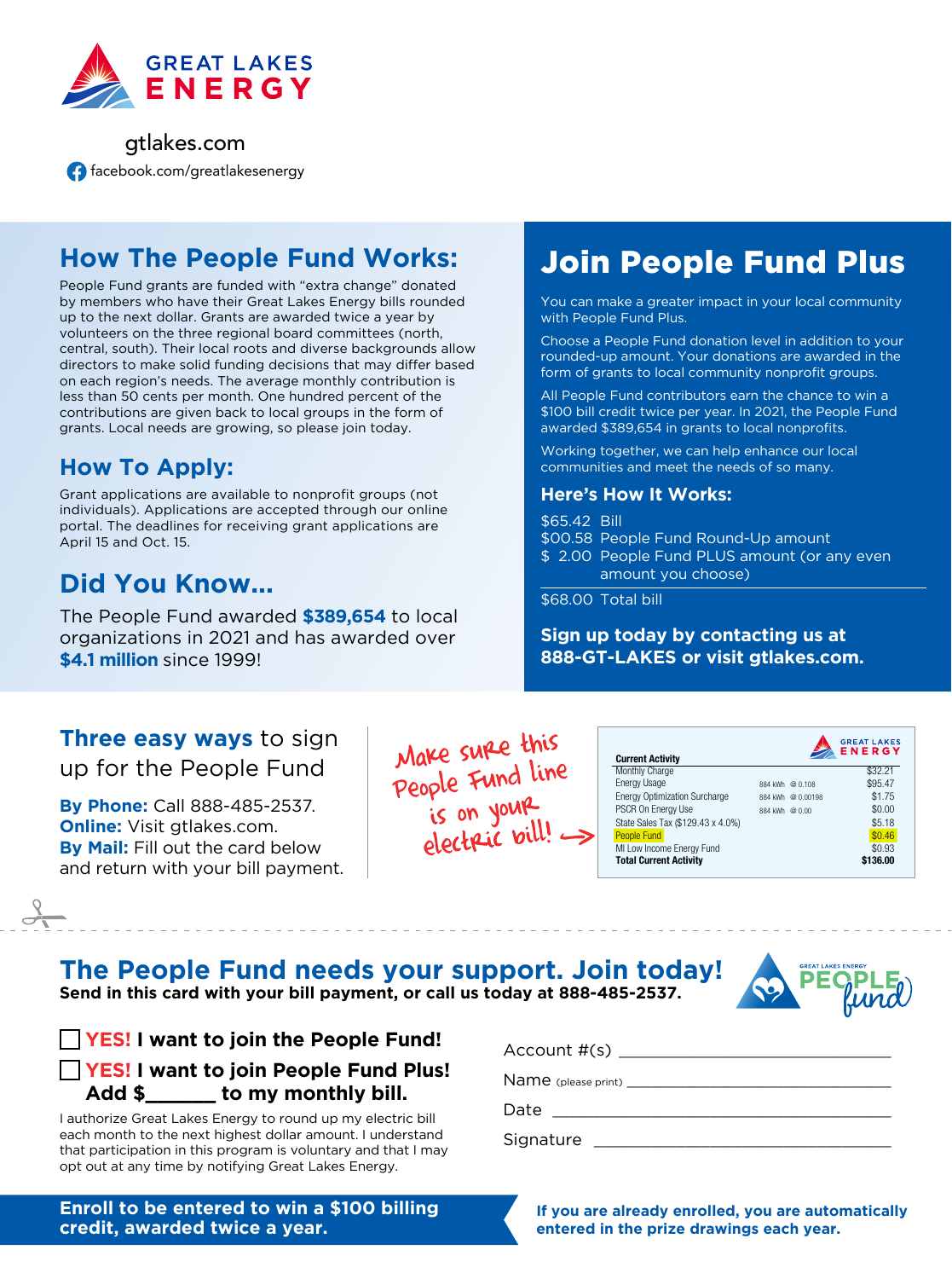GREAT LAKES ENERGY

gtlakes.com

facebook.com/greatlakesenergy

## How The People Fund Works:

People Fund grants are funded with "extra change" donated by members who have their Great Lakes Energy bills rounded up to the next dollar. Grants are awarded twice a year by volunteers on the three regional board committees (north, central, south). Their local roots and diverse backgrounds allow directors to make solid funding decisions that may differ based on each region's needs. The average monthly contribution is less than 50 cents per month. One hundred percent of the contributions are given back to local groups in the form of grants. Local needs are growing, so please join today.

## How To Apply:

Grant applications are available to nonprofit groups (not individuals). Applications are accepted through our online portal. The deadlines for receiving grant applications are April 15 and Oct. 15.

## Did You Know...

The People Fund awarded **$389,654** to local organizations in 2021 and has awarded over **$4.1 million** since 1999!

## Join People Fund Plus

You can make a greater impact in your local community with People Fund Plus.

Choose a People Fund donation level in addition to your rounded-up amount. Your donations are awarded in the form of grants to local community nonprofit groups.

All People Fund contributors earn the chance to win a $100 bill credit twice per year. In 2021, the People Fund awarded $389,654 in grants to local nonprofits.

Working together, we can help enhance our local communities and meet the needs of so many.

### Here's How It Works:

| | |
|---|---|
| $65.42 | Bill |
| $00.58 | People Fund Round-Up amount |
| $ 2.00 | People Fund PLUS amount (or any even amount you choose) |
| $68.00 | Total bill |

**Sign up today by contacting us at 888-GT-LAKES or visit gtlakes.com.**

**Three easy ways** to sign up for the People Fund

**By Phone:** Call 888-485-2537.
**Online:** Visit gtlakes.com.
**By Mail:** Fill out the card below and return with your bill payment.

Make sure this People Fund line is on your electric bill!

| Current Activity | | | |
|---|---|---|---|
| Monthly Charge | | | $32.21 |
| Energy Usage | 884 kWh | @ 0.108 | $95.47 |
| Energy Optimization Surcharge | 884 kWh | @ 0.00198 | $1.75 |
| PSCR On Energy Use | 884 kWh | @ 0.00 | $0.00 |
| State Sales Tax ($129.43 x 4.0%) | | | $5.18 |
| People Fund | | | $0.46 |
| MI Low Income Energy Fund | | | $0.93 |
| **Total Current Activity** | | | **$136.00** |

## The People Fund needs your support. Join today!

**Send in this card with your bill payment, or call us today at 888-485-2537.**

GREAT LAKES ENERGY PEOPLE fund

☐ **YES! I want to join the People Fund!**

☐ **YES! I want to join People Fund Plus! Add $______ to my monthly bill.**

I authorize Great Lakes Energy to round up my electric bill each month to the next highest dollar amount. I understand that participation in this program is voluntary and that I may opt out at any time by notifying Great Lakes Energy.

Account #(s) ______________________________

Name (please print) ______________________________

Date ______________________________

Signature ______________________________

**Enroll to be entered to win a $100 billing credit, awarded twice a year.**

**If you are already enrolled, you are automatically entered in the prize drawings each year.**